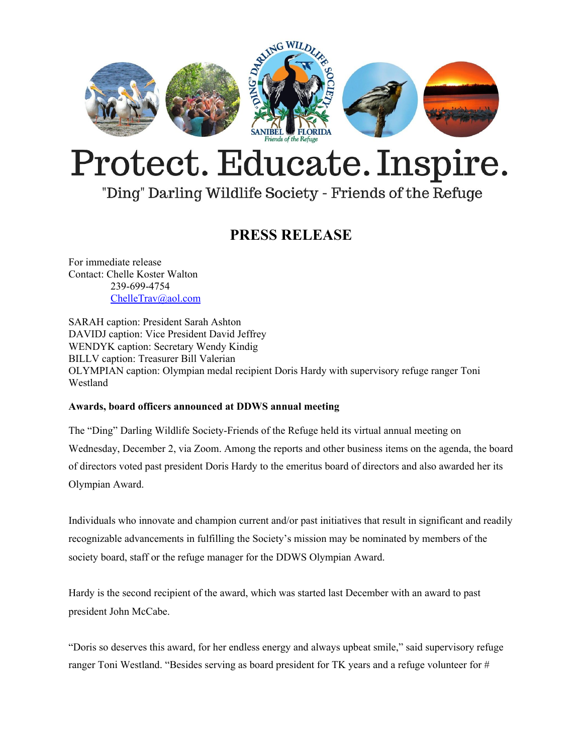# Protect. Educate. Inspire.

"Ding" Darling Wildlife Society - Friends of the Refuge

## PRESS RELEASE

For immediate release
Contact: Chelle Koster Walton
239-699-4754
ChelleTrav@aol.com

SARAH caption: President Sarah Ashton
DAVIDJ caption: Vice President David Jeffrey
WENDYK caption: Secretary Wendy Kindig
BILLV caption: Treasurer Bill Valerian
OLYMPIAN caption: Olympian medal recipient Doris Hardy with supervisory refuge ranger Toni Westland

**Awards, board officers announced at DDWS annual meeting**

The "Ding" Darling Wildlife Society-Friends of the Refuge held its virtual annual meeting on Wednesday, December 2, via Zoom. Among the reports and other business items on the agenda, the board of directors voted past president Doris Hardy to the emeritus board of directors and also awarded her its Olympian Award.

Individuals who innovate and champion current and/or past initiatives that result in significant and readily recognizable advancements in fulfilling the Society's mission may be nominated by members of the society board, staff or the refuge manager for the DDWS Olympian Award.

Hardy is the second recipient of the award, which was started last December with an award to past president John McCabe.

"Doris so deserves this award, for her endless energy and always upbeat smile," said supervisory refuge ranger Toni Westland. "Besides serving as board president for TK years and a refuge volunteer for #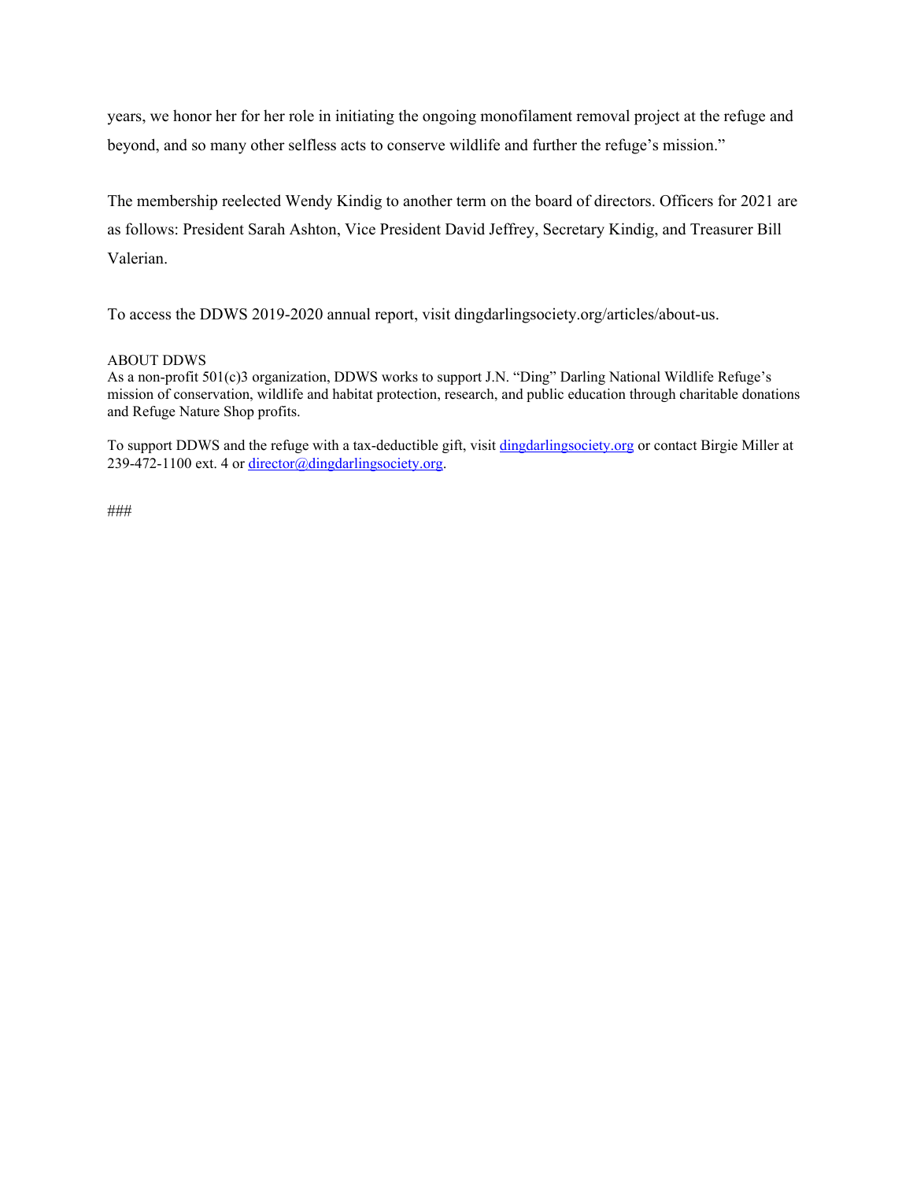years, we honor her for her role in initiating the ongoing monofilament removal project at the refuge and beyond, and so many other selfless acts to conserve wildlife and further the refuge's mission."

The membership reelected Wendy Kindig to another term on the board of directors. Officers for 2021 are as follows: President Sarah Ashton, Vice President David Jeffrey, Secretary Kindig, and Treasurer Bill Valerian.

To access the DDWS 2019-2020 annual report, visit dingdarlingsociety.org/articles/about-us.

ABOUT DDWS
As a non-profit 501(c)3 organization, DDWS works to support J.N. "Ding" Darling National Wildlife Refuge's mission of conservation, wildlife and habitat protection, research, and public education through charitable donations and Refuge Nature Shop profits.

To support DDWS and the refuge with a tax-deductible gift, visit dingdarlingsociety.org or contact Birgie Miller at 239-472-1100 ext. 4 or director@dingdarlingsociety.org.

###